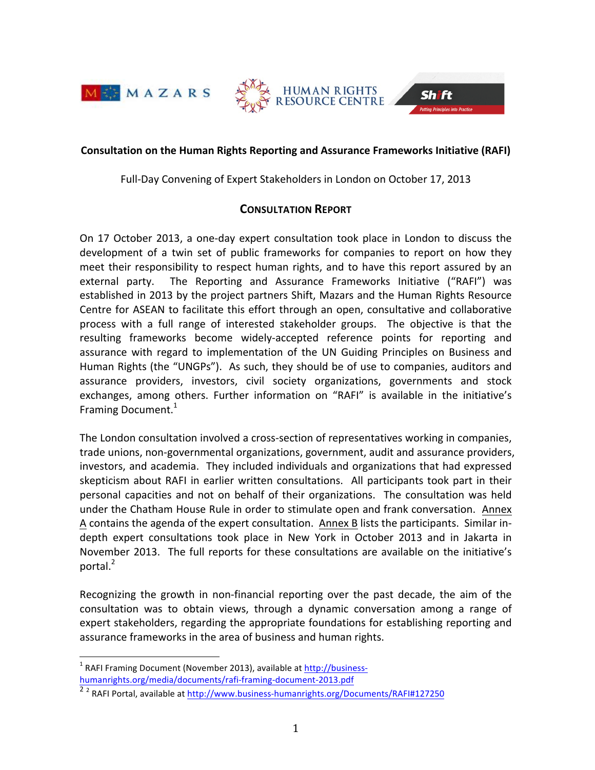**Consultation on the Human Rights Reporting and Assurance Frameworks Initiative (RAFI)**

Full-Day Convening of Expert Stakeholders in London on October 17, 2013

## CONSULTATION REPORT

On 17 October 2013, a one-day expert consultation took place in London to discuss the development of a twin set of public frameworks for companies to report on how they meet their responsibility to respect human rights, and to have this report assured by an external party. The Reporting and Assurance Frameworks Initiative ("RAFI") was established in 2013 by the project partners Shift, Mazars and the Human Rights Resource Centre for ASEAN to facilitate this effort through an open, consultative and collaborative process with a full range of interested stakeholder groups. The objective is that the resulting frameworks become widely-accepted reference points for reporting and assurance with regard to implementation of the UN Guiding Principles on Business and Human Rights (the "UNGPs"). As such, they should be of use to companies, auditors and assurance providers, investors, civil society organizations, governments and stock exchanges, among others. Further information on "RAFI" is available in the initiative's Framing Document.[1]

The London consultation involved a cross-section of representatives working in companies, trade unions, non-governmental organizations, government, audit and assurance providers, investors, and academia. They included individuals and organizations that had expressed skepticism about RAFI in earlier written consultations. All participants took part in their personal capacities and not on behalf of their organizations. The consultation was held under the Chatham House Rule in order to stimulate open and frank conversation. Annex A contains the agenda of the expert consultation. Annex B lists the participants. Similar in-depth expert consultations took place in New York in October 2013 and in Jakarta in November 2013. The full reports for these consultations are available on the initiative's portal.[2]

Recognizing the growth in non-financial reporting over the past decade, the aim of the consultation was to obtain views, through a dynamic conversation among a range of expert stakeholders, regarding the appropriate foundations for establishing reporting and assurance frameworks in the area of business and human rights.

---

[1] RAFI Framing Document (November 2013), available at http://business-humanrights.org/media/documents/rafi-framing-document-2013.pdf

[2] RAFI Portal, available at http://www.business-humanrights.org/Documents/RAFI#127250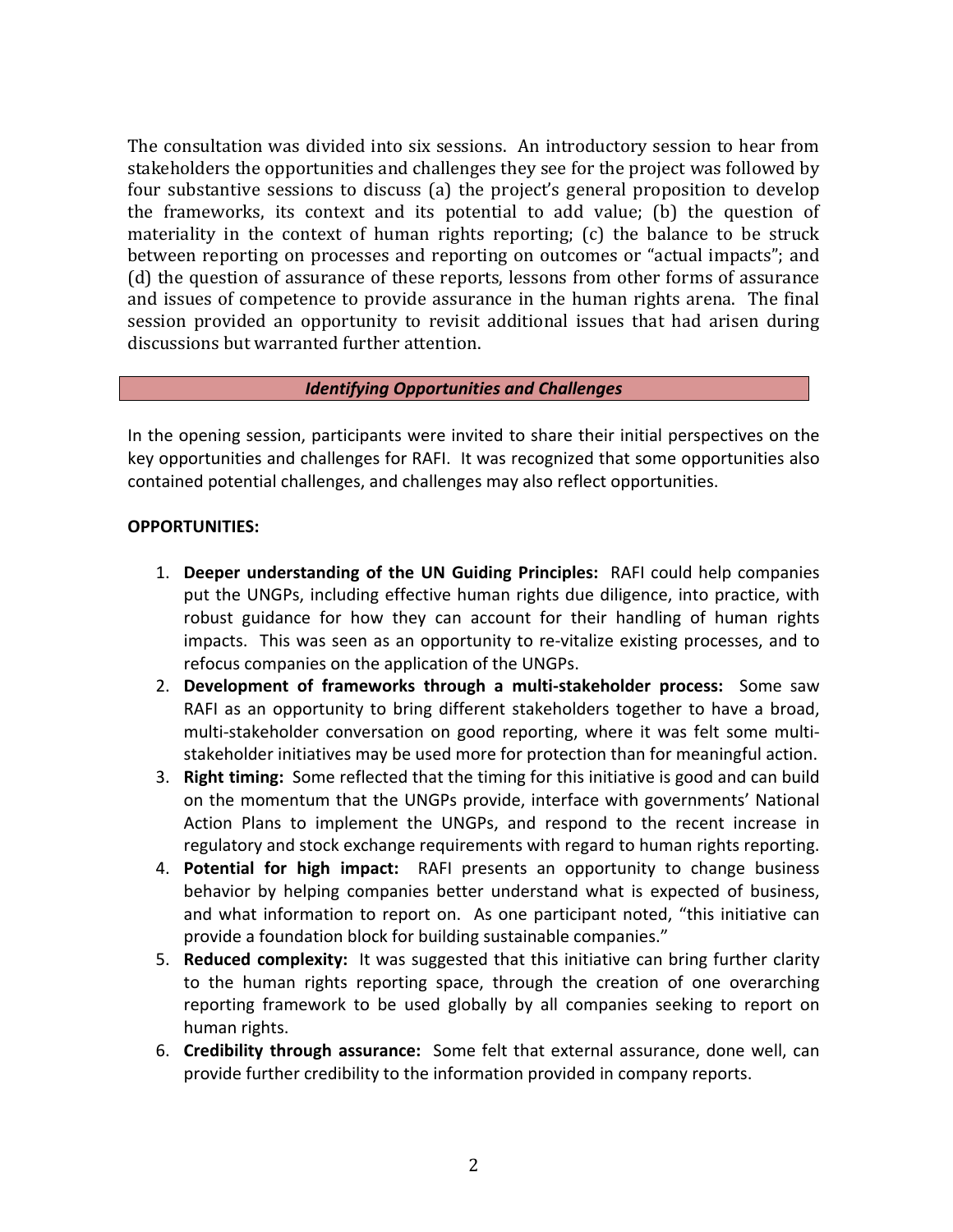The consultation was divided into six sessions. An introductory session to hear from stakeholders the opportunities and challenges they see for the project was followed by four substantive sessions to discuss (a) the project's general proposition to develop the frameworks, its context and its potential to add value; (b) the question of materiality in the context of human rights reporting; (c) the balance to be struck between reporting on processes and reporting on outcomes or "actual impacts"; and (d) the question of assurance of these reports, lessons from other forms of assurance and issues of competence to provide assurance in the human rights arena. The final session provided an opportunity to revisit additional issues that had arisen during discussions but warranted further attention.

## ***Identifying Opportunities and Challenges***

In the opening session, participants were invited to share their initial perspectives on the key opportunities and challenges for RAFI. It was recognized that some opportunities also contained potential challenges, and challenges may also reflect opportunities.

**OPPORTUNITIES:**

1. **Deeper understanding of the UN Guiding Principles:** RAFI could help companies put the UNGPs, including effective human rights due diligence, into practice, with robust guidance for how they can account for their handling of human rights impacts. This was seen as an opportunity to re-vitalize existing processes, and to refocus companies on the application of the UNGPs.
2. **Development of frameworks through a multi-stakeholder process:** Some saw RAFI as an opportunity to bring different stakeholders together to have a broad, multi-stakeholder conversation on good reporting, where it was felt some multi-stakeholder initiatives may be used more for protection than for meaningful action.
3. **Right timing:** Some reflected that the timing for this initiative is good and can build on the momentum that the UNGPs provide, interface with governments' National Action Plans to implement the UNGPs, and respond to the recent increase in regulatory and stock exchange requirements with regard to human rights reporting.
4. **Potential for high impact:** RAFI presents an opportunity to change business behavior by helping companies better understand what is expected of business, and what information to report on. As one participant noted, "this initiative can provide a foundation block for building sustainable companies."
5. **Reduced complexity:** It was suggested that this initiative can bring further clarity to the human rights reporting space, through the creation of one overarching reporting framework to be used globally by all companies seeking to report on human rights.
6. **Credibility through assurance:** Some felt that external assurance, done well, can provide further credibility to the information provided in company reports.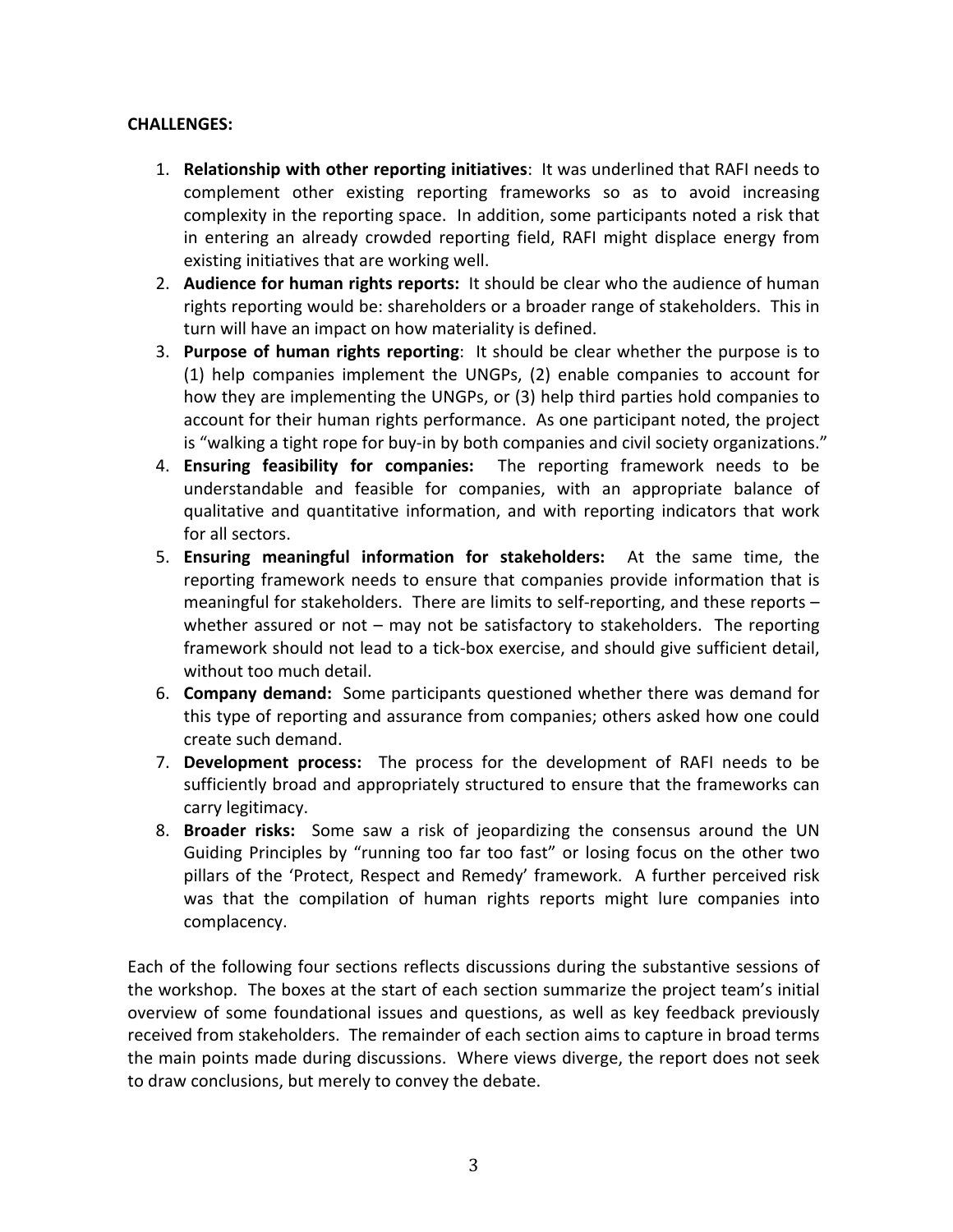**CHALLENGES:**

1. **Relationship with other reporting initiatives**: It was underlined that RAFI needs to complement other existing reporting frameworks so as to avoid increasing complexity in the reporting space. In addition, some participants noted a risk that in entering an already crowded reporting field, RAFI might displace energy from existing initiatives that are working well.
2. **Audience for human rights reports:** It should be clear who the audience of human rights reporting would be: shareholders or a broader range of stakeholders. This in turn will have an impact on how materiality is defined.
3. **Purpose of human rights reporting**: It should be clear whether the purpose is to (1) help companies implement the UNGPs, (2) enable companies to account for how they are implementing the UNGPs, or (3) help third parties hold companies to account for their human rights performance. As one participant noted, the project is "walking a tight rope for buy-in by both companies and civil society organizations."
4. **Ensuring feasibility for companies:** The reporting framework needs to be understandable and feasible for companies, with an appropriate balance of qualitative and quantitative information, and with reporting indicators that work for all sectors.
5. **Ensuring meaningful information for stakeholders:** At the same time, the reporting framework needs to ensure that companies provide information that is meaningful for stakeholders. There are limits to self-reporting, and these reports – whether assured or not – may not be satisfactory to stakeholders. The reporting framework should not lead to a tick-box exercise, and should give sufficient detail, without too much detail.
6. **Company demand:** Some participants questioned whether there was demand for this type of reporting and assurance from companies; others asked how one could create such demand.
7. **Development process:** The process for the development of RAFI needs to be sufficiently broad and appropriately structured to ensure that the frameworks can carry legitimacy.
8. **Broader risks:** Some saw a risk of jeopardizing the consensus around the UN Guiding Principles by "running too far too fast" or losing focus on the other two pillars of the 'Protect, Respect and Remedy' framework. A further perceived risk was that the compilation of human rights reports might lure companies into complacency.

Each of the following four sections reflects discussions during the substantive sessions of the workshop. The boxes at the start of each section summarize the project team's initial overview of some foundational issues and questions, as well as key feedback previously received from stakeholders. The remainder of each section aims to capture in broad terms the main points made during discussions. Where views diverge, the report does not seek to draw conclusions, but merely to convey the debate.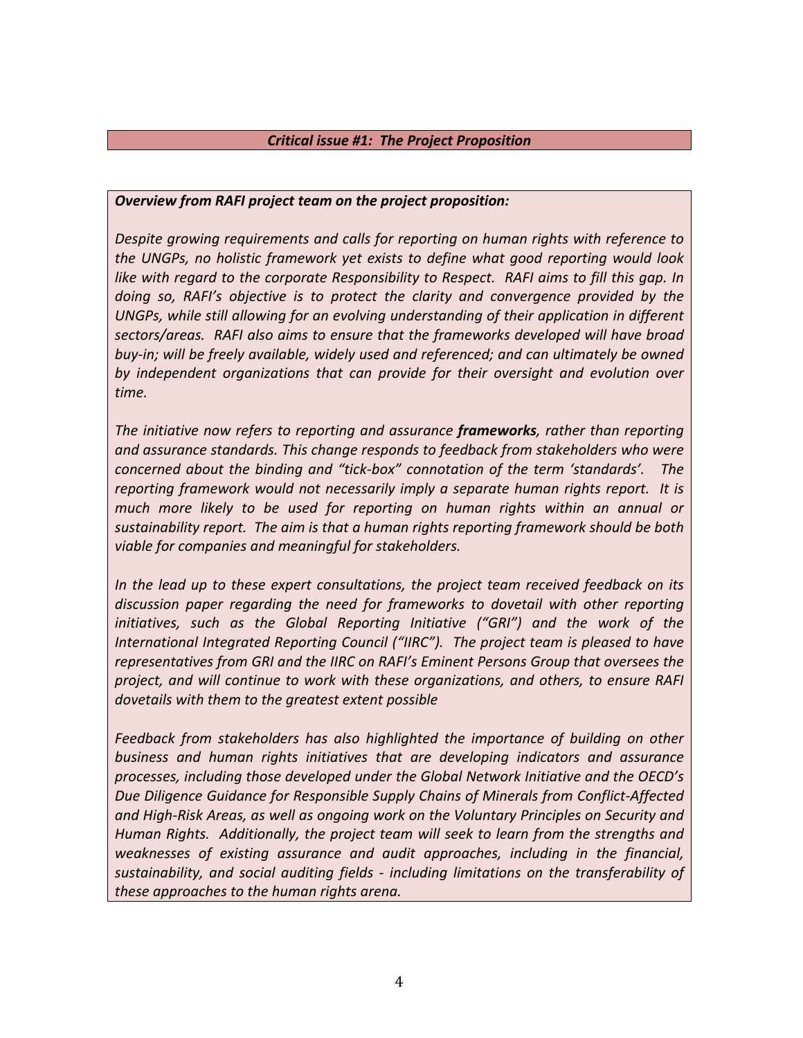## *Critical issue #1: The Project Proposition*

***Overview from RAFI project team on the project proposition:***

*Despite growing requirements and calls for reporting on human rights with reference to the UNGPs, no holistic framework yet exists to define what good reporting would look like with regard to the corporate Responsibility to Respect. RAFI aims to fill this gap. In doing so, RAFI's objective is to protect the clarity and convergence provided by the UNGPs, while still allowing for an evolving understanding of their application in different sectors/areas. RAFI also aims to ensure that the frameworks developed will have broad buy-in; will be freely available, widely used and referenced; and can ultimately be owned by independent organizations that can provide for their oversight and evolution over time.*

*The initiative now refers to reporting and assurance* ***frameworks****, rather than reporting and assurance standards. This change responds to feedback from stakeholders who were concerned about the binding and "tick-box" connotation of the term 'standards'. The reporting framework would not necessarily imply a separate human rights report. It is much more likely to be used for reporting on human rights within an annual or sustainability report. The aim is that a human rights reporting framework should be both viable for companies and meaningful for stakeholders.*

*In the lead up to these expert consultations, the project team received feedback on its discussion paper regarding the need for frameworks to dovetail with other reporting initiatives, such as the Global Reporting Initiative ("GRI") and the work of the International Integrated Reporting Council ("IIRC"). The project team is pleased to have representatives from GRI and the IIRC on RAFI's Eminent Persons Group that oversees the project, and will continue to work with these organizations, and others, to ensure RAFI dovetails with them to the greatest extent possible*

*Feedback from stakeholders has also highlighted the importance of building on other business and human rights initiatives that are developing indicators and assurance processes, including those developed under the Global Network Initiative and the OECD's Due Diligence Guidance for Responsible Supply Chains of Minerals from Conflict-Affected and High-Risk Areas, as well as ongoing work on the Voluntary Principles on Security and Human Rights. Additionally, the project team will seek to learn from the strengths and weaknesses of existing assurance and audit approaches, including in the financial, sustainability, and social auditing fields - including limitations on the transferability of these approaches to the human rights arena.*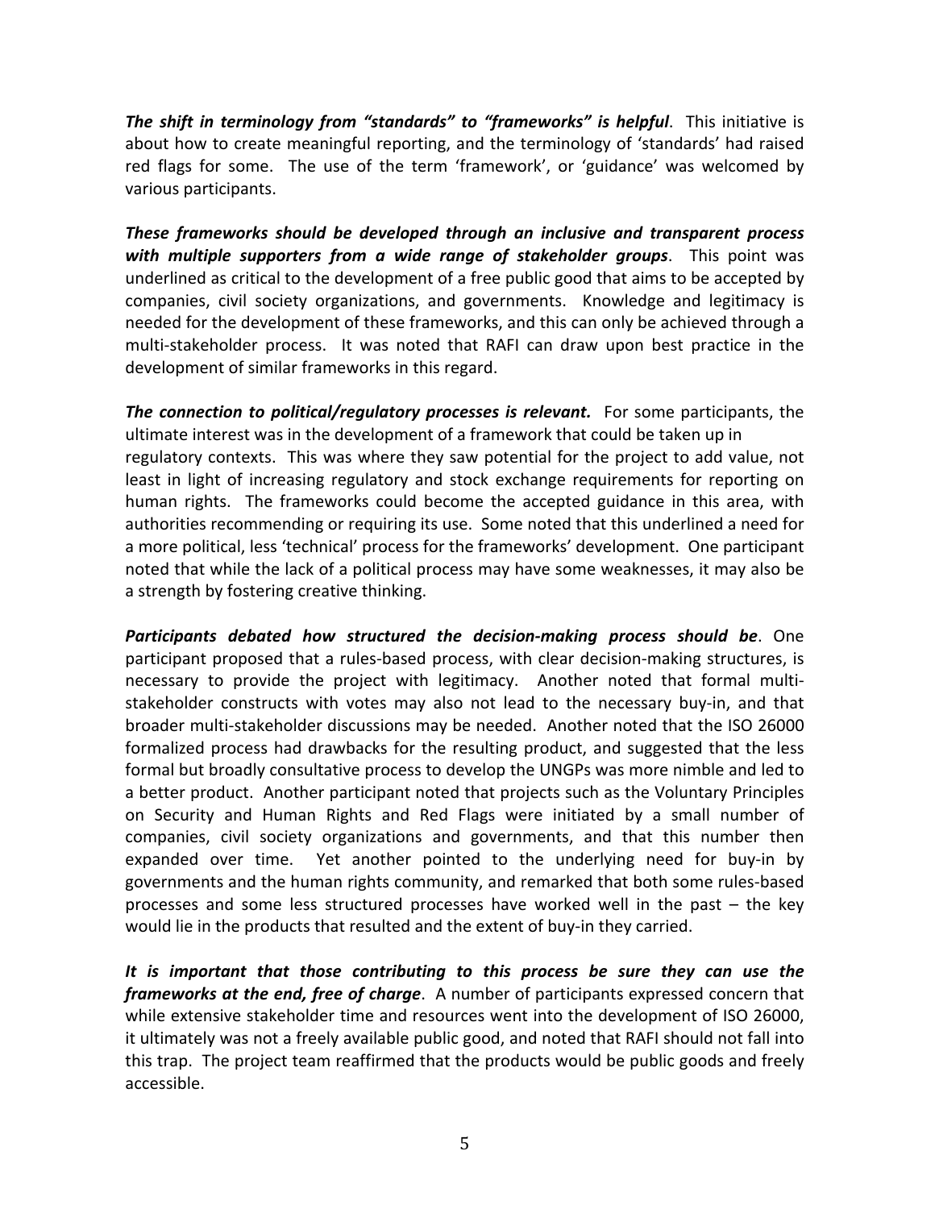***The shift in terminology from "standards" to "frameworks" is helpful***. This initiative is about how to create meaningful reporting, and the terminology of 'standards' had raised red flags for some. The use of the term 'framework', or 'guidance' was welcomed by various participants.

***These frameworks should be developed through an inclusive and transparent process with multiple supporters from a wide range of stakeholder groups***. This point was underlined as critical to the development of a free public good that aims to be accepted by companies, civil society organizations, and governments. Knowledge and legitimacy is needed for the development of these frameworks, and this can only be achieved through a multi-stakeholder process. It was noted that RAFI can draw upon best practice in the development of similar frameworks in this regard.

***The connection to political/regulatory processes is relevant.*** For some participants, the ultimate interest was in the development of a framework that could be taken up in regulatory contexts. This was where they saw potential for the project to add value, not least in light of increasing regulatory and stock exchange requirements for reporting on human rights. The frameworks could become the accepted guidance in this area, with authorities recommending or requiring its use. Some noted that this underlined a need for a more political, less 'technical' process for the frameworks' development. One participant noted that while the lack of a political process may have some weaknesses, it may also be a strength by fostering creative thinking.

***Participants debated how structured the decision-making process should be***. One participant proposed that a rules-based process, with clear decision-making structures, is necessary to provide the project with legitimacy. Another noted that formal multi-stakeholder constructs with votes may also not lead to the necessary buy-in, and that broader multi-stakeholder discussions may be needed. Another noted that the ISO 26000 formalized process had drawbacks for the resulting product, and suggested that the less formal but broadly consultative process to develop the UNGPs was more nimble and led to a better product. Another participant noted that projects such as the Voluntary Principles on Security and Human Rights and Red Flags were initiated by a small number of companies, civil society organizations and governments, and that this number then expanded over time. Yet another pointed to the underlying need for buy-in by governments and the human rights community, and remarked that both some rules-based processes and some less structured processes have worked well in the past – the key would lie in the products that resulted and the extent of buy-in they carried.

***It is important that those contributing to this process be sure they can use the frameworks at the end, free of charge***. A number of participants expressed concern that while extensive stakeholder time and resources went into the development of ISO 26000, it ultimately was not a freely available public good, and noted that RAFI should not fall into this trap. The project team reaffirmed that the products would be public goods and freely accessible.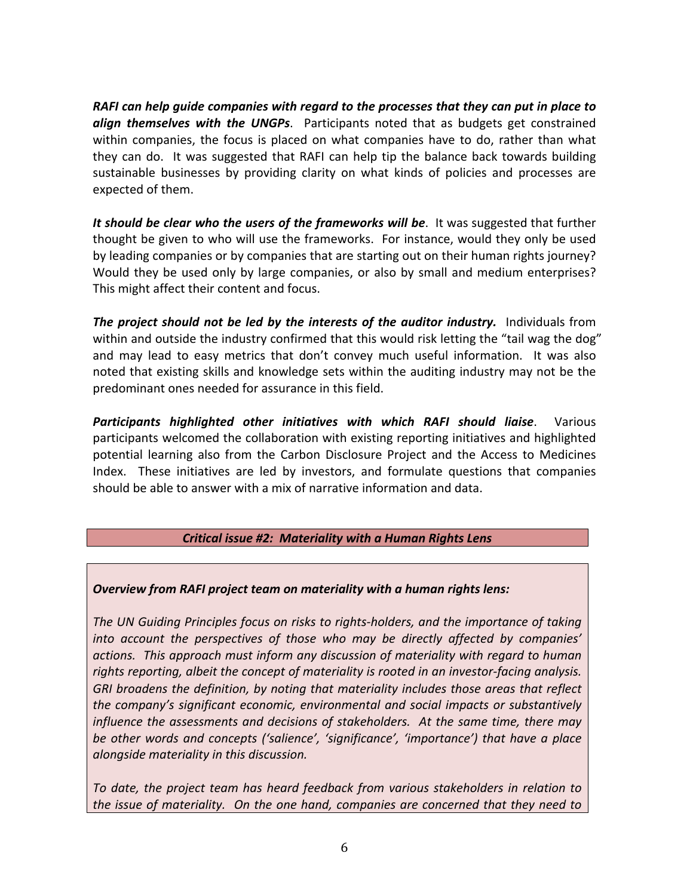***RAFI can help guide companies with regard to the processes that they can put in place to align themselves with the UNGPs***. Participants noted that as budgets get constrained within companies, the focus is placed on what companies have to do, rather than what they can do. It was suggested that RAFI can help tip the balance back towards building sustainable businesses by providing clarity on what kinds of policies and processes are expected of them.

***It should be clear who the users of the frameworks will be***. It was suggested that further thought be given to who will use the frameworks. For instance, would they only be used by leading companies or by companies that are starting out on their human rights journey? Would they be used only by large companies, or also by small and medium enterprises? This might affect their content and focus.

***The project should not be led by the interests of the auditor industry.*** Individuals from within and outside the industry confirmed that this would risk letting the "tail wag the dog" and may lead to easy metrics that don't convey much useful information. It was also noted that existing skills and knowledge sets within the auditing industry may not be the predominant ones needed for assurance in this field.

***Participants highlighted other initiatives with which RAFI should liaise***. Various participants welcomed the collaboration with existing reporting initiatives and highlighted potential learning also from the Carbon Disclosure Project and the Access to Medicines Index. These initiatives are led by investors, and formulate questions that companies should be able to answer with a mix of narrative information and data.

## ***Critical issue #2: Materiality with a Human Rights Lens***

***Overview from RAFI project team on materiality with a human rights lens:***

*The UN Guiding Principles focus on risks to rights-holders, and the importance of taking into account the perspectives of those who may be directly affected by companies' actions. This approach must inform any discussion of materiality with regard to human rights reporting, albeit the concept of materiality is rooted in an investor-facing analysis. GRI broadens the definition, by noting that materiality includes those areas that reflect the company's significant economic, environmental and social impacts or substantively influence the assessments and decisions of stakeholders. At the same time, there may be other words and concepts ('salience', 'significance', 'importance') that have a place alongside materiality in this discussion.*

*To date, the project team has heard feedback from various stakeholders in relation to the issue of materiality. On the one hand, companies are concerned that they need to*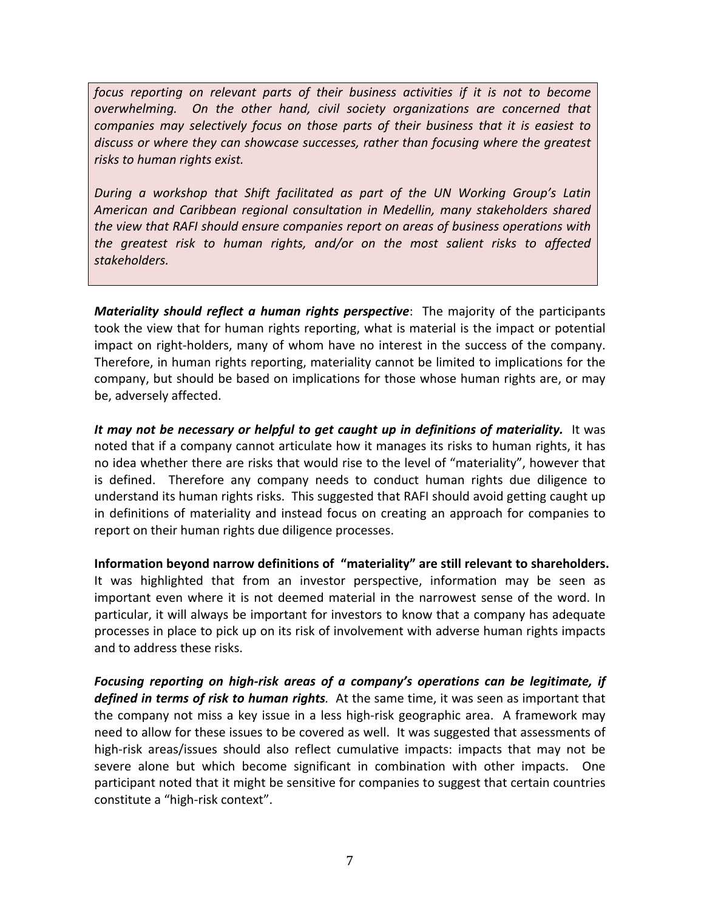*focus reporting on relevant parts of their business activities if it is not to become overwhelming. On the other hand, civil society organizations are concerned that companies may selectively focus on those parts of their business that it is easiest to discuss or where they can showcase successes, rather than focusing where the greatest risks to human rights exist.*

*During a workshop that Shift facilitated as part of the UN Working Group's Latin American and Caribbean regional consultation in Medellin, many stakeholders shared the view that RAFI should ensure companies report on areas of business operations with the greatest risk to human rights, and/or on the most salient risks to affected stakeholders.*

***Materiality should reflect a human rights perspective***: The majority of the participants took the view that for human rights reporting, what is material is the impact or potential impact on right-holders, many of whom have no interest in the success of the company. Therefore, in human rights reporting, materiality cannot be limited to implications for the company, but should be based on implications for those whose human rights are, or may be, adversely affected.

***It may not be necessary or helpful to get caught up in definitions of materiality.*** It was noted that if a company cannot articulate how it manages its risks to human rights, it has no idea whether there are risks that would rise to the level of "materiality", however that is defined. Therefore any company needs to conduct human rights due diligence to understand its human rights risks. This suggested that RAFI should avoid getting caught up in definitions of materiality and instead focus on creating an approach for companies to report on their human rights due diligence processes.

**Information beyond narrow definitions of "materiality" are still relevant to shareholders.** It was highlighted that from an investor perspective, information may be seen as important even where it is not deemed material in the narrowest sense of the word. In particular, it will always be important for investors to know that a company has adequate processes in place to pick up on its risk of involvement with adverse human rights impacts and to address these risks.

***Focusing reporting on high-risk areas of a company's operations can be legitimate, if defined in terms of risk to human rights.*** At the same time, it was seen as important that the company not miss a key issue in a less high-risk geographic area. A framework may need to allow for these issues to be covered as well. It was suggested that assessments of high-risk areas/issues should also reflect cumulative impacts: impacts that may not be severe alone but which become significant in combination with other impacts. One participant noted that it might be sensitive for companies to suggest that certain countries constitute a "high-risk context".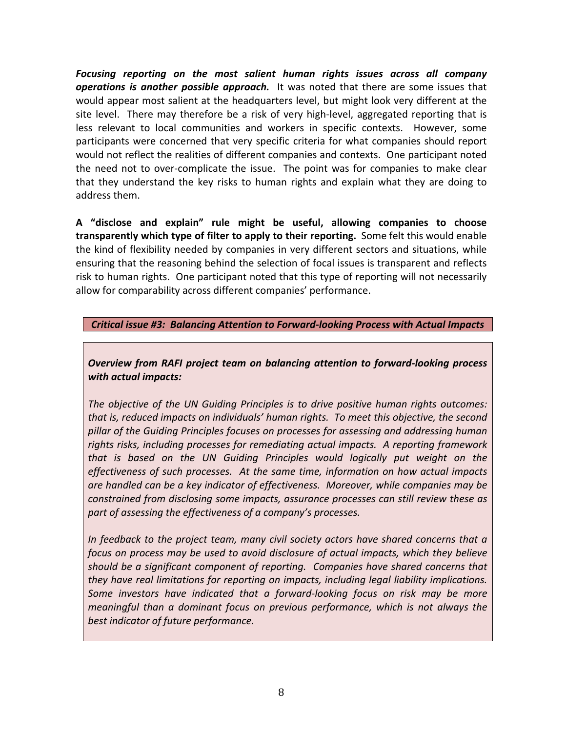***Focusing reporting on the most salient human rights issues across all company operations is another possible approach.*** It was noted that there are some issues that would appear most salient at the headquarters level, but might look very different at the site level. There may therefore be a risk of very high-level, aggregated reporting that is less relevant to local communities and workers in specific contexts. However, some participants were concerned that very specific criteria for what companies should report would not reflect the realities of different companies and contexts. One participant noted the need not to over-complicate the issue. The point was for companies to make clear that they understand the key risks to human rights and explain what they are doing to address them.

**A "disclose and explain" rule might be useful, allowing companies to choose transparently which type of filter to apply to their reporting.** Some felt this would enable the kind of flexibility needed by companies in very different sectors and situations, while ensuring that the reasoning behind the selection of focal issues is transparent and reflects risk to human rights. One participant noted that this type of reporting will not necessarily allow for comparability across different companies' performance.

### ***Critical issue #3: Balancing Attention to Forward-looking Process with Actual Impacts***

***Overview from RAFI project team on balancing attention to forward-looking process with actual impacts:***

*The objective of the UN Guiding Principles is to drive positive human rights outcomes: that is, reduced impacts on individuals' human rights. To meet this objective, the second pillar of the Guiding Principles focuses on processes for assessing and addressing human rights risks, including processes for remediating actual impacts. A reporting framework that is based on the UN Guiding Principles would logically put weight on the effectiveness of such processes. At the same time, information on how actual impacts are handled can be a key indicator of effectiveness. Moreover, while companies may be constrained from disclosing some impacts, assurance processes can still review these as part of assessing the effectiveness of a company's processes.*

*In feedback to the project team, many civil society actors have shared concerns that a focus on process may be used to avoid disclosure of actual impacts, which they believe should be a significant component of reporting. Companies have shared concerns that they have real limitations for reporting on impacts, including legal liability implications. Some investors have indicated that a forward-looking focus on risk may be more meaningful than a dominant focus on previous performance, which is not always the best indicator of future performance.*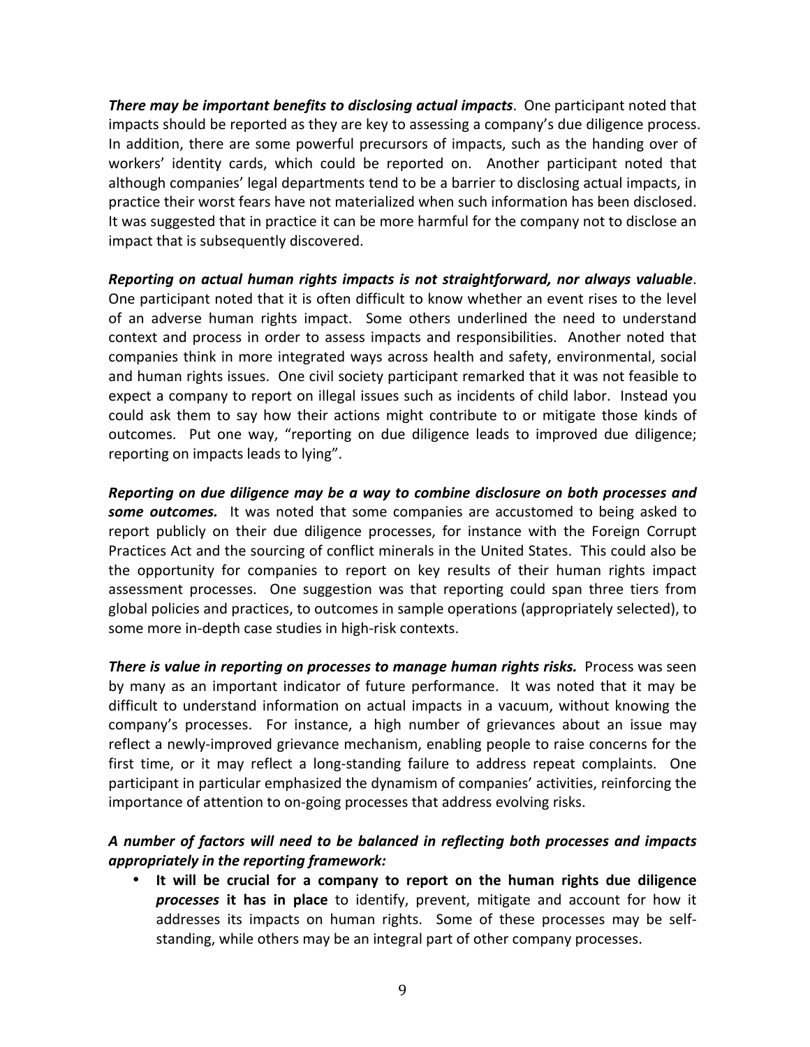***There may be important benefits to disclosing actual impacts***. One participant noted that impacts should be reported as they are key to assessing a company's due diligence process. In addition, there are some powerful precursors of impacts, such as the handing over of workers' identity cards, which could be reported on. Another participant noted that although companies' legal departments tend to be a barrier to disclosing actual impacts, in practice their worst fears have not materialized when such information has been disclosed. It was suggested that in practice it can be more harmful for the company not to disclose an impact that is subsequently discovered.

***Reporting on actual human rights impacts is not straightforward, nor always valuable***. One participant noted that it is often difficult to know whether an event rises to the level of an adverse human rights impact. Some others underlined the need to understand context and process in order to assess impacts and responsibilities. Another noted that companies think in more integrated ways across health and safety, environmental, social and human rights issues. One civil society participant remarked that it was not feasible to expect a company to report on illegal issues such as incidents of child labor. Instead you could ask them to say how their actions might contribute to or mitigate those kinds of outcomes. Put one way, "reporting on due diligence leads to improved due diligence; reporting on impacts leads to lying".

***Reporting on due diligence may be a way to combine disclosure on both processes and some outcomes.*** It was noted that some companies are accustomed to being asked to report publicly on their due diligence processes, for instance with the Foreign Corrupt Practices Act and the sourcing of conflict minerals in the United States. This could also be the opportunity for companies to report on key results of their human rights impact assessment processes. One suggestion was that reporting could span three tiers from global policies and practices, to outcomes in sample operations (appropriately selected), to some more in-depth case studies in high-risk contexts.

***There is value in reporting on processes to manage human rights risks.*** Process was seen by many as an important indicator of future performance. It was noted that it may be difficult to understand information on actual impacts in a vacuum, without knowing the company's processes. For instance, a high number of grievances about an issue may reflect a newly-improved grievance mechanism, enabling people to raise concerns for the first time, or it may reflect a long-standing failure to address repeat complaints. One participant in particular emphasized the dynamism of companies' activities, reinforcing the importance of attention to on-going processes that address evolving risks.

***A number of factors will need to be balanced in reflecting both processes and impacts appropriately in the reporting framework:***

- **It will be crucial for a company to report on the human rights due diligence *processes* it has in place** to identify, prevent, mitigate and account for how it addresses its impacts on human rights. Some of these processes may be self-standing, while others may be an integral part of other company processes.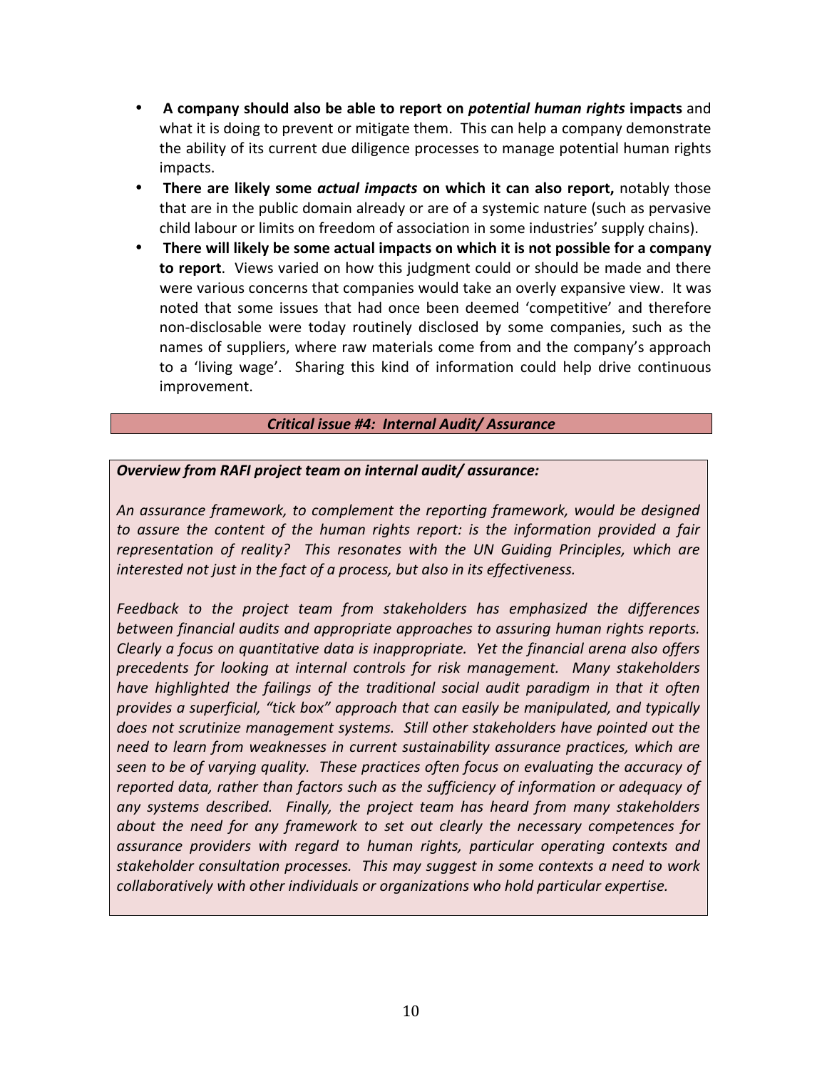- **A company should also be able to report on *potential human rights* impacts** and what it is doing to prevent or mitigate them. This can help a company demonstrate the ability of its current due diligence processes to manage potential human rights impacts.
- **There are likely some *actual impacts* on which it can also report,** notably those that are in the public domain already or are of a systemic nature (such as pervasive child labour or limits on freedom of association in some industries' supply chains).
- **There will likely be some actual impacts on which it is not possible for a company to report**. Views varied on how this judgment could or should be made and there were various concerns that companies would take an overly expansive view. It was noted that some issues that had once been deemed 'competitive' and therefore non-disclosable were today routinely disclosed by some companies, such as the names of suppliers, where raw materials come from and the company's approach to a 'living wage'. Sharing this kind of information could help drive continuous improvement.

### ***Critical issue #4: Internal Audit/ Assurance***

***Overview from RAFI project team on internal audit/ assurance:***

*An assurance framework, to complement the reporting framework, would be designed to assure the content of the human rights report: is the information provided a fair representation of reality? This resonates with the UN Guiding Principles, which are interested not just in the fact of a process, but also in its effectiveness.*

*Feedback to the project team from stakeholders has emphasized the differences between financial audits and appropriate approaches to assuring human rights reports. Clearly a focus on quantitative data is inappropriate. Yet the financial arena also offers precedents for looking at internal controls for risk management. Many stakeholders have highlighted the failings of the traditional social audit paradigm in that it often provides a superficial, "tick box" approach that can easily be manipulated, and typically does not scrutinize management systems. Still other stakeholders have pointed out the need to learn from weaknesses in current sustainability assurance practices, which are seen to be of varying quality. These practices often focus on evaluating the accuracy of reported data, rather than factors such as the sufficiency of information or adequacy of any systems described. Finally, the project team has heard from many stakeholders about the need for any framework to set out clearly the necessary competences for assurance providers with regard to human rights, particular operating contexts and stakeholder consultation processes. This may suggest in some contexts a need to work collaboratively with other individuals or organizations who hold particular expertise.*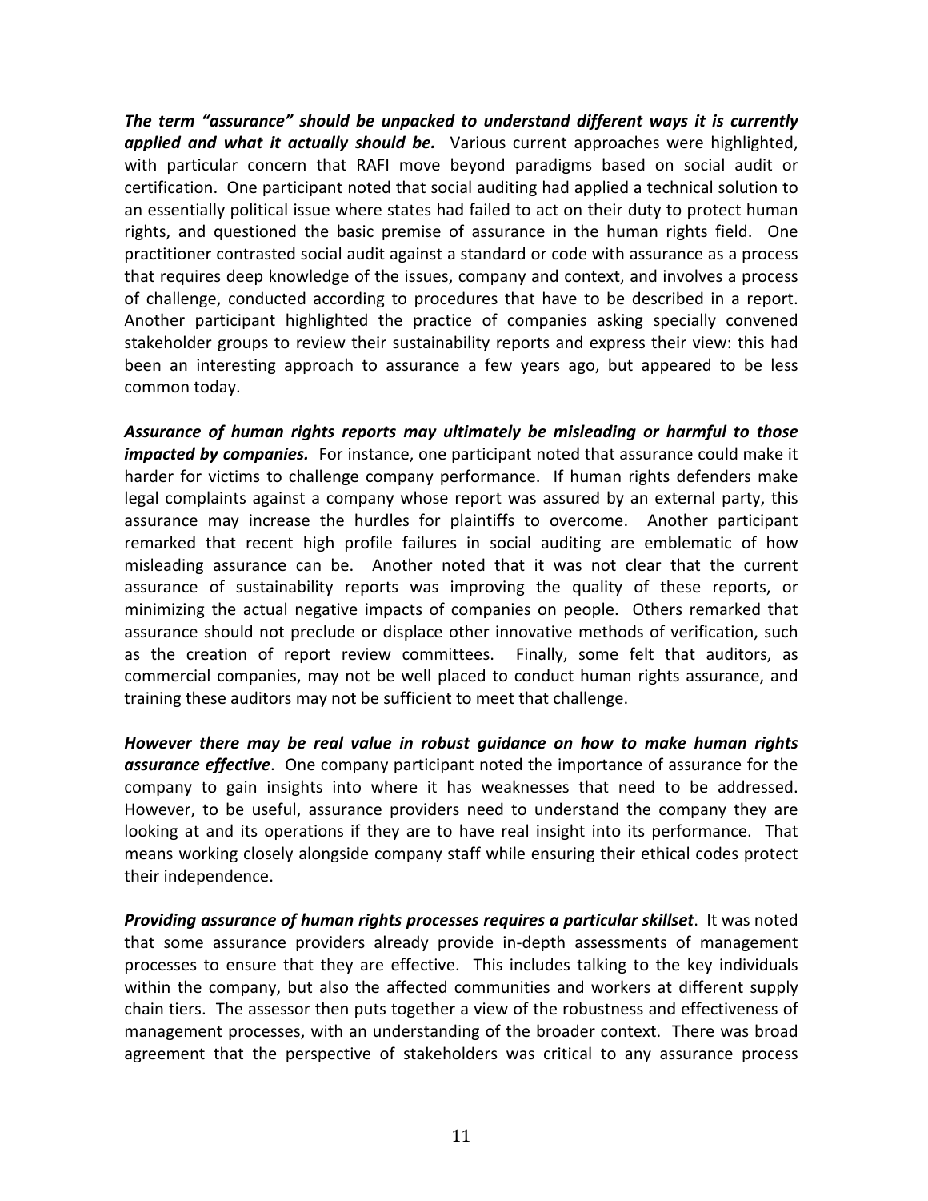***The term "assurance" should be unpacked to understand different ways it is currently applied and what it actually should be.*** Various current approaches were highlighted, with particular concern that RAFI move beyond paradigms based on social audit or certification. One participant noted that social auditing had applied a technical solution to an essentially political issue where states had failed to act on their duty to protect human rights, and questioned the basic premise of assurance in the human rights field. One practitioner contrasted social audit against a standard or code with assurance as a process that requires deep knowledge of the issues, company and context, and involves a process of challenge, conducted according to procedures that have to be described in a report. Another participant highlighted the practice of companies asking specially convened stakeholder groups to review their sustainability reports and express their view: this had been an interesting approach to assurance a few years ago, but appeared to be less common today.

***Assurance of human rights reports may ultimately be misleading or harmful to those impacted by companies.*** For instance, one participant noted that assurance could make it harder for victims to challenge company performance. If human rights defenders make legal complaints against a company whose report was assured by an external party, this assurance may increase the hurdles for plaintiffs to overcome. Another participant remarked that recent high profile failures in social auditing are emblematic of how misleading assurance can be. Another noted that it was not clear that the current assurance of sustainability reports was improving the quality of these reports, or minimizing the actual negative impacts of companies on people. Others remarked that assurance should not preclude or displace other innovative methods of verification, such as the creation of report review committees. Finally, some felt that auditors, as commercial companies, may not be well placed to conduct human rights assurance, and training these auditors may not be sufficient to meet that challenge.

***However there may be real value in robust guidance on how to make human rights assurance effective***. One company participant noted the importance of assurance for the company to gain insights into where it has weaknesses that need to be addressed. However, to be useful, assurance providers need to understand the company they are looking at and its operations if they are to have real insight into its performance. That means working closely alongside company staff while ensuring their ethical codes protect their independence.

***Providing assurance of human rights processes requires a particular skillset***. It was noted that some assurance providers already provide in-depth assessments of management processes to ensure that they are effective. This includes talking to the key individuals within the company, but also the affected communities and workers at different supply chain tiers. The assessor then puts together a view of the robustness and effectiveness of management processes, with an understanding of the broader context. There was broad agreement that the perspective of stakeholders was critical to any assurance process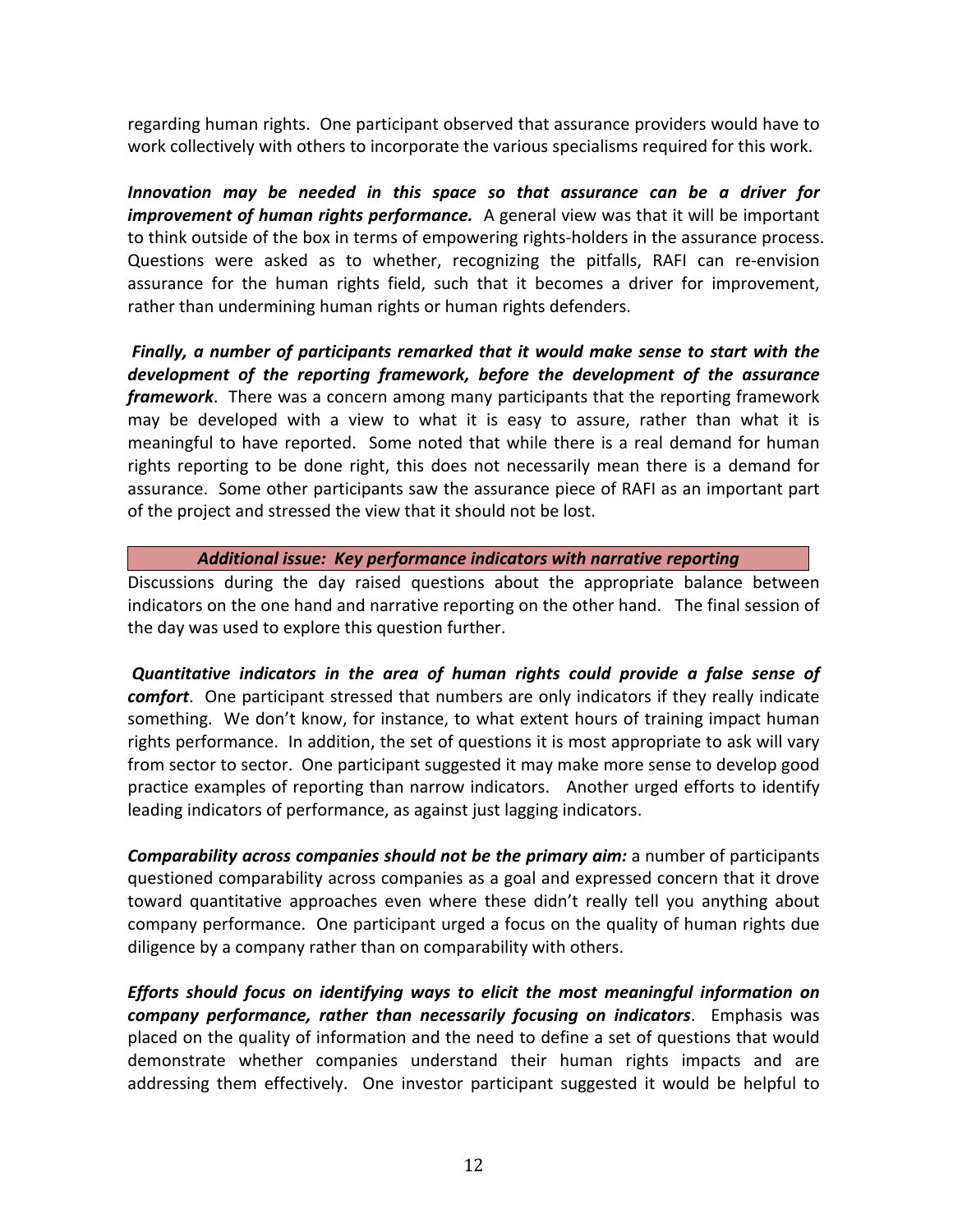regarding human rights. One participant observed that assurance providers would have to work collectively with others to incorporate the various specialisms required for this work.

***Innovation may be needed in this space so that assurance can be a driver for improvement of human rights performance.*** A general view was that it will be important to think outside of the box in terms of empowering rights-holders in the assurance process. Questions were asked as to whether, recognizing the pitfalls, RAFI can re-envision assurance for the human rights field, such that it becomes a driver for improvement, rather than undermining human rights or human rights defenders.

***Finally, a number of participants remarked that it would make sense to start with the development of the reporting framework, before the development of the assurance framework***. There was a concern among many participants that the reporting framework may be developed with a view to what it is easy to assure, rather than what it is meaningful to have reported. Some noted that while there is a real demand for human rights reporting to be done right, this does not necessarily mean there is a demand for assurance. Some other participants saw the assurance piece of RAFI as an important part of the project and stressed the view that it should not be lost.

***Additional issue: Key performance indicators with narrative reporting***

Discussions during the day raised questions about the appropriate balance between indicators on the one hand and narrative reporting on the other hand. The final session of the day was used to explore this question further.

***Quantitative indicators in the area of human rights could provide a false sense of comfort***. One participant stressed that numbers are only indicators if they really indicate something. We don't know, for instance, to what extent hours of training impact human rights performance. In addition, the set of questions it is most appropriate to ask will vary from sector to sector. One participant suggested it may make more sense to develop good practice examples of reporting than narrow indicators. Another urged efforts to identify leading indicators of performance, as against just lagging indicators.

***Comparability across companies should not be the primary aim:*** a number of participants questioned comparability across companies as a goal and expressed concern that it drove toward quantitative approaches even where these didn't really tell you anything about company performance. One participant urged a focus on the quality of human rights due diligence by a company rather than on comparability with others.

***Efforts should focus on identifying ways to elicit the most meaningful information on company performance, rather than necessarily focusing on indicators***. Emphasis was placed on the quality of information and the need to define a set of questions that would demonstrate whether companies understand their human rights impacts and are addressing them effectively. One investor participant suggested it would be helpful to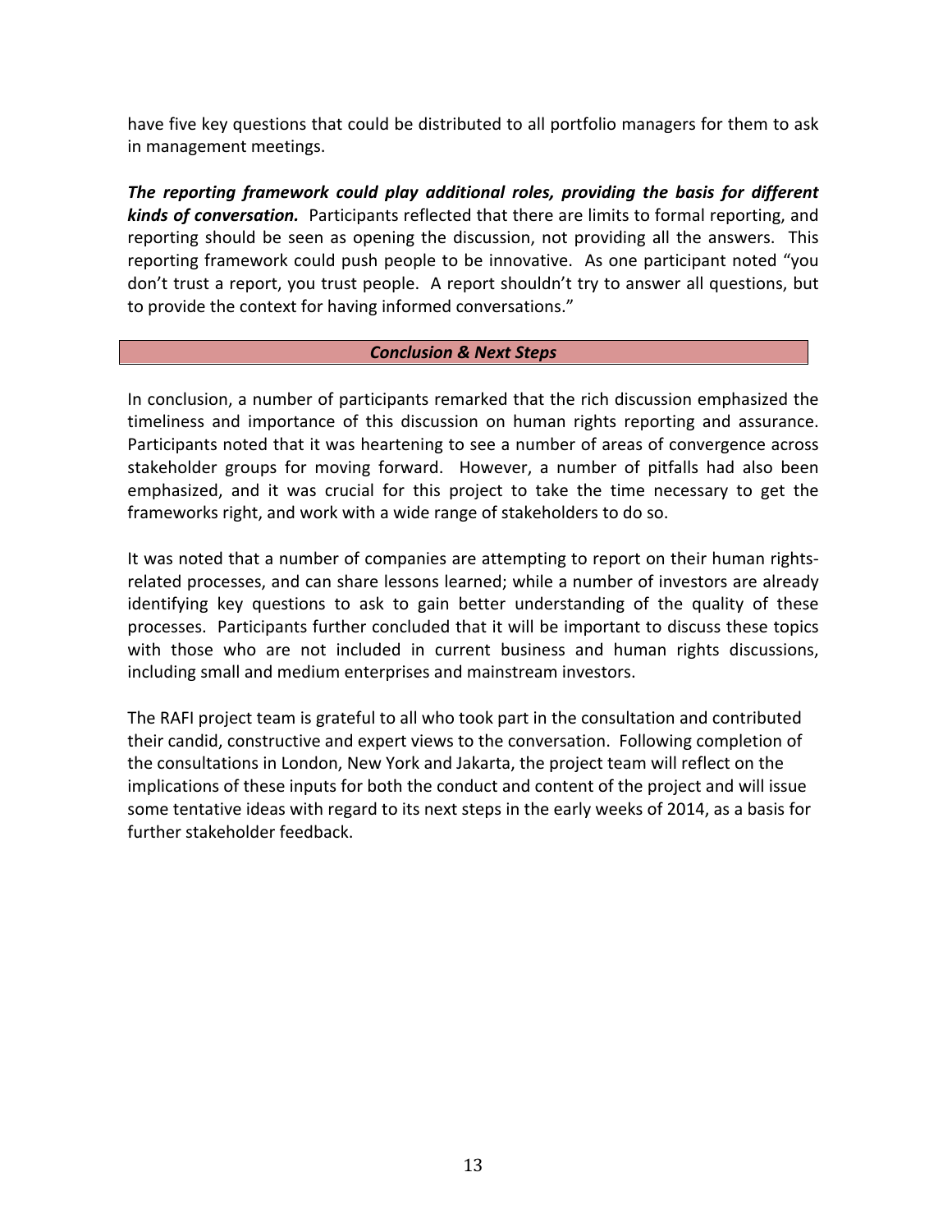have five key questions that could be distributed to all portfolio managers for them to ask in management meetings.

***The reporting framework could play additional roles, providing the basis for different kinds of conversation.*** Participants reflected that there are limits to formal reporting, and reporting should be seen as opening the discussion, not providing all the answers. This reporting framework could push people to be innovative. As one participant noted "you don't trust a report, you trust people. A report shouldn't try to answer all questions, but to provide the context for having informed conversations."

## ***Conclusion & Next Steps***

In conclusion, a number of participants remarked that the rich discussion emphasized the timeliness and importance of this discussion on human rights reporting and assurance. Participants noted that it was heartening to see a number of areas of convergence across stakeholder groups for moving forward. However, a number of pitfalls had also been emphasized, and it was crucial for this project to take the time necessary to get the frameworks right, and work with a wide range of stakeholders to do so.

It was noted that a number of companies are attempting to report on their human rights-related processes, and can share lessons learned; while a number of investors are already identifying key questions to ask to gain better understanding of the quality of these processes. Participants further concluded that it will be important to discuss these topics with those who are not included in current business and human rights discussions, including small and medium enterprises and mainstream investors.

The RAFI project team is grateful to all who took part in the consultation and contributed their candid, constructive and expert views to the conversation. Following completion of the consultations in London, New York and Jakarta, the project team will reflect on the implications of these inputs for both the conduct and content of the project and will issue some tentative ideas with regard to its next steps in the early weeks of 2014, as a basis for further stakeholder feedback.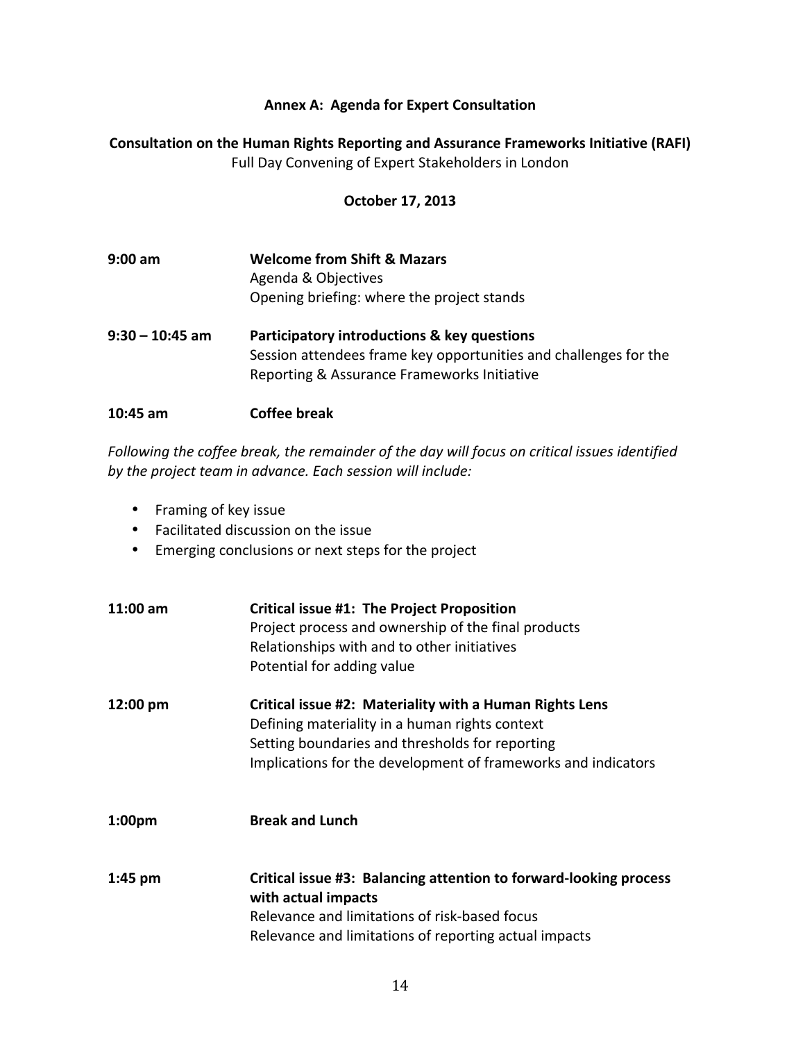## Annex A: Agenda for Expert Consultation

**Consultation on the Human Rights Reporting and Assurance Frameworks Initiative (RAFI)**

Full Day Convening of Expert Stakeholders in London

**October 17, 2013**

**9:00 am** — **Welcome from Shift & Mazars**
Agenda & Objectives
Opening briefing: where the project stands

**9:30 – 10:45 am** — **Participatory introductions & key questions**
Session attendees frame key opportunities and challenges for the Reporting & Assurance Frameworks Initiative

**10:45 am** — **Coffee break**

*Following the coffee break, the remainder of the day will focus on critical issues identified by the project team in advance. Each session will include:*

- Framing of key issue
- Facilitated discussion on the issue
- Emerging conclusions or next steps for the project

**11:00 am** — **Critical issue #1: The Project Proposition**
Project process and ownership of the final products
Relationships with and to other initiatives
Potential for adding value

**12:00 pm** — **Critical issue #2: Materiality with a Human Rights Lens**
Defining materiality in a human rights context
Setting boundaries and thresholds for reporting
Implications for the development of frameworks and indicators

**1:00pm** — **Break and Lunch**

**1:45 pm** — **Critical issue #3: Balancing attention to forward-looking process with actual impacts**
Relevance and limitations of risk-based focus
Relevance and limitations of reporting actual impacts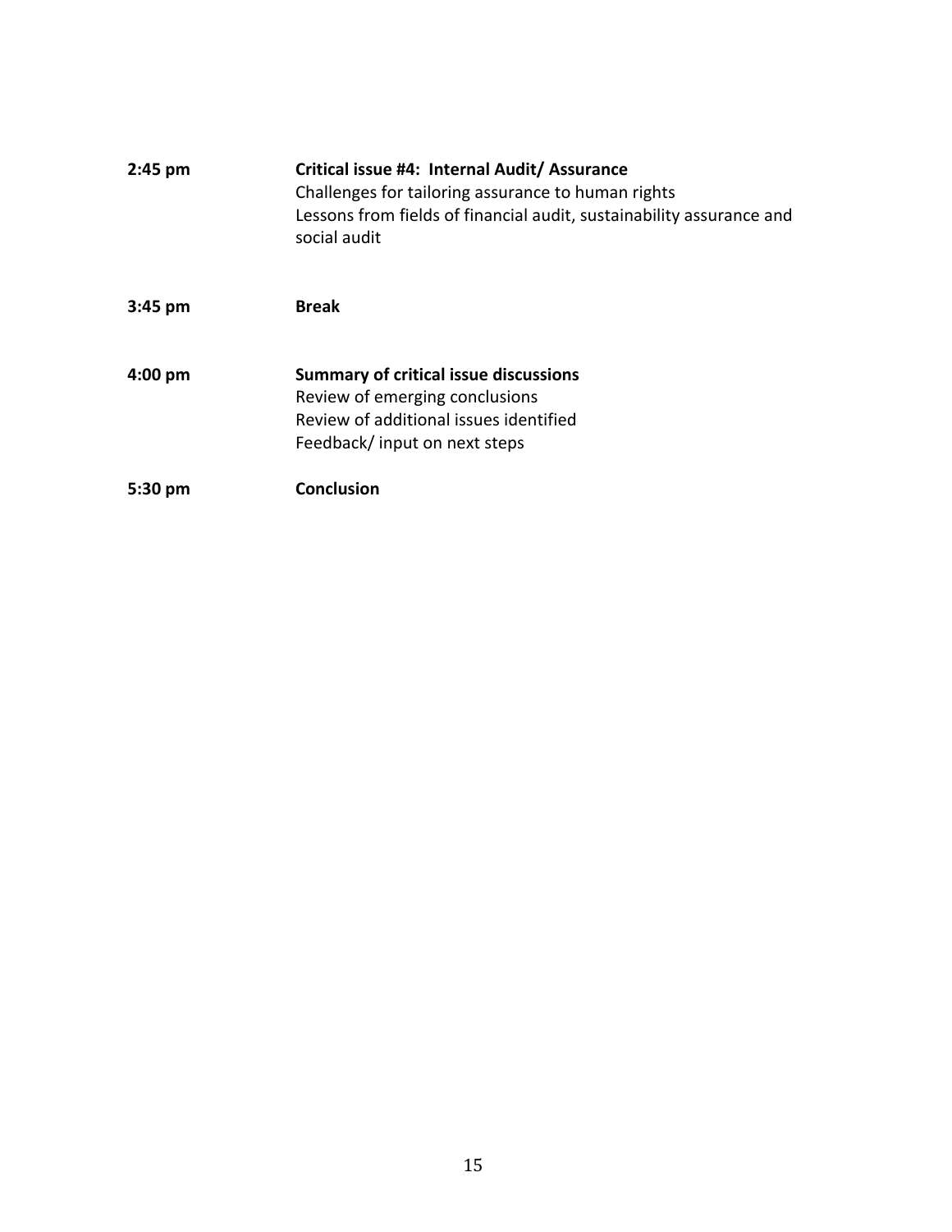| | |
|---|---|
| **2:45 pm** | **Critical issue #4: Internal Audit/ Assurance**<br>Challenges for tailoring assurance to human rights<br>Lessons from fields of financial audit, sustainability assurance and social audit |
| **3:45 pm** | **Break** |
| **4:00 pm** | **Summary of critical issue discussions**<br>Review of emerging conclusions<br>Review of additional issues identified<br>Feedback/ input on next steps |
| **5:30 pm** | **Conclusion** |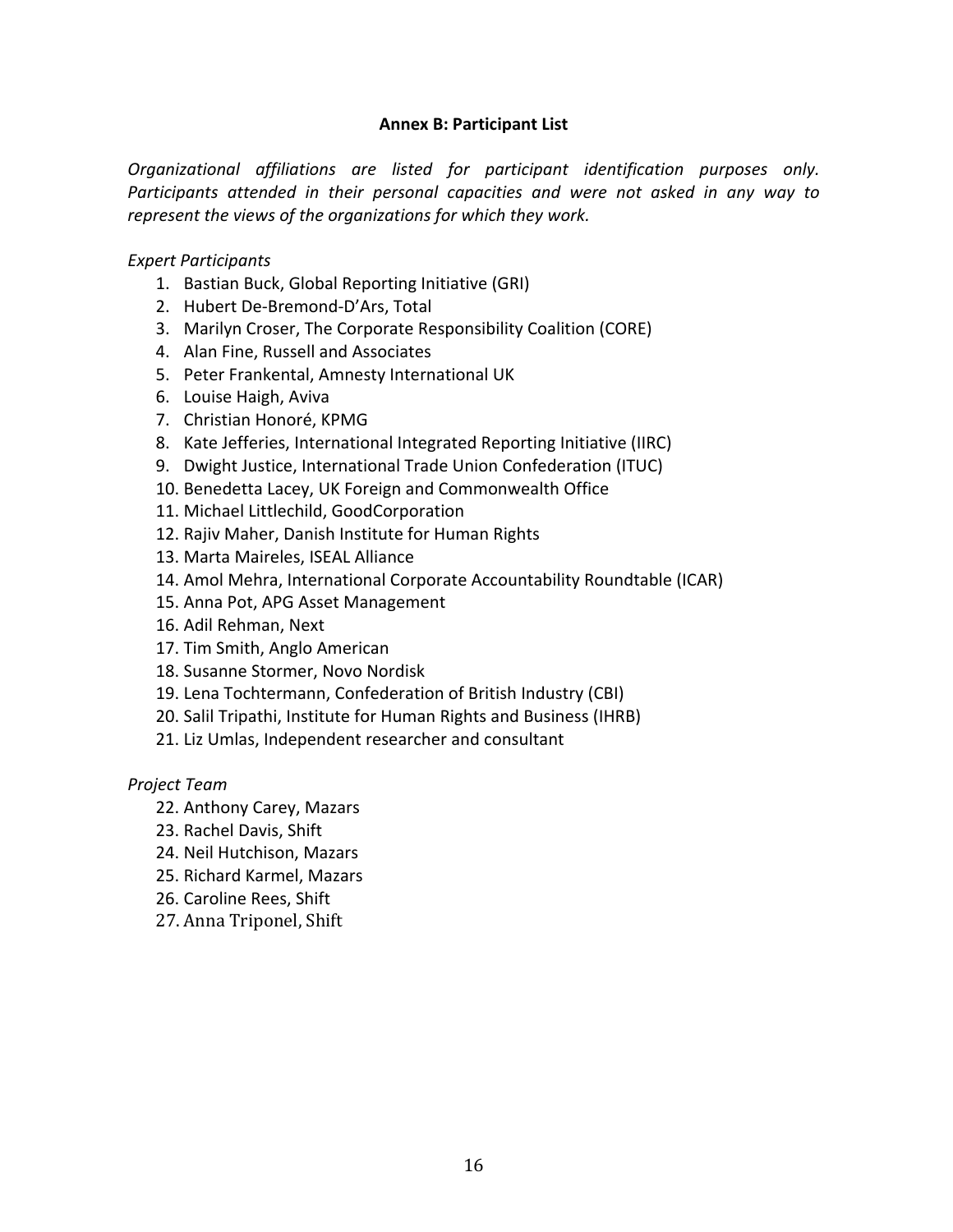## Annex B: Participant List

*Organizational affiliations are listed for participant identification purposes only. Participants attended in their personal capacities and were not asked in any way to represent the views of the organizations for which they work.*

*Expert Participants*

1. Bastian Buck, Global Reporting Initiative (GRI)
2. Hubert De-Bremond-D'Ars, Total
3. Marilyn Croser, The Corporate Responsibility Coalition (CORE)
4. Alan Fine, Russell and Associates
5. Peter Frankental, Amnesty International UK
6. Louise Haigh, Aviva
7. Christian Honoré, KPMG
8. Kate Jefferies, International Integrated Reporting Initiative (IIRC)
9. Dwight Justice, International Trade Union Confederation (ITUC)
10. Benedetta Lacey, UK Foreign and Commonwealth Office
11. Michael Littlechild, GoodCorporation
12. Rajiv Maher, Danish Institute for Human Rights
13. Marta Maireles, ISEAL Alliance
14. Amol Mehra, International Corporate Accountability Roundtable (ICAR)
15. Anna Pot, APG Asset Management
16. Adil Rehman, Next
17. Tim Smith, Anglo American
18. Susanne Stormer, Novo Nordisk
19. Lena Tochtermann, Confederation of British Industry (CBI)
20. Salil Tripathi, Institute for Human Rights and Business (IHRB)
21. Liz Umlas, Independent researcher and consultant

*Project Team*

22. Anthony Carey, Mazars
23. Rachel Davis, Shift
24. Neil Hutchison, Mazars
25. Richard Karmel, Mazars
26. Caroline Rees, Shift
27. Anna Triponel, Shift